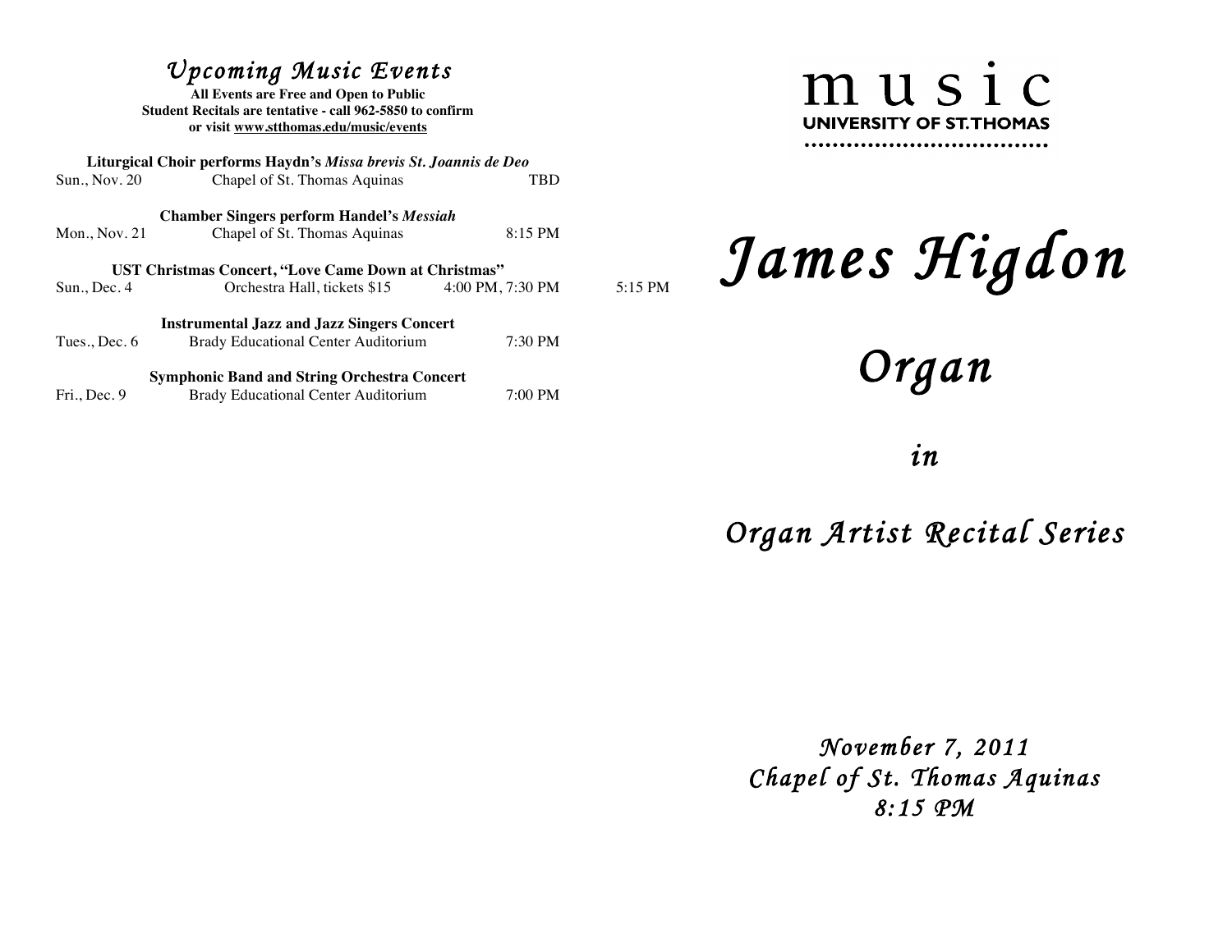## Upcoming Music Events

**All Events are Free and Open to Public**
**Student Recitals are tentative - call 962-5850 to confirm**
**or visit www.stthomas.edu/music/events**

**Liturgical Choir performs Haydn's *Missa brevis St. Joannis de Deo***
Sun., Nov. 20 — Chapel of St. Thomas Aquinas — TBD

**Chamber Singers perform Handel's *Messiah***
Mon., Nov. 21 — Chapel of St. Thomas Aquinas — 8:15 PM

**UST Christmas Concert, "Love Came Down at Christmas"**
Sun., Dec. 4 — Orchestra Hall, tickets $15 — 4:00 PM, 7:30 PM — 5:15 PM

**Instrumental Jazz and Jazz Singers Concert**
Tues., Dec. 6 — Brady Educational Center Auditorium — 7:30 PM

**Symphonic Band and String Orchestra Concert**
Fri., Dec. 9 — Brady Educational Center Auditorium — 7:00 PM

music
UNIVERSITY OF ST.THOMAS

# *James Higdon*

## *Organ*

*in*

## *Organ Artist Recital Series*

*November 7, 2011*
*Chapel of St. Thomas Aquinas*
*8:15 PM*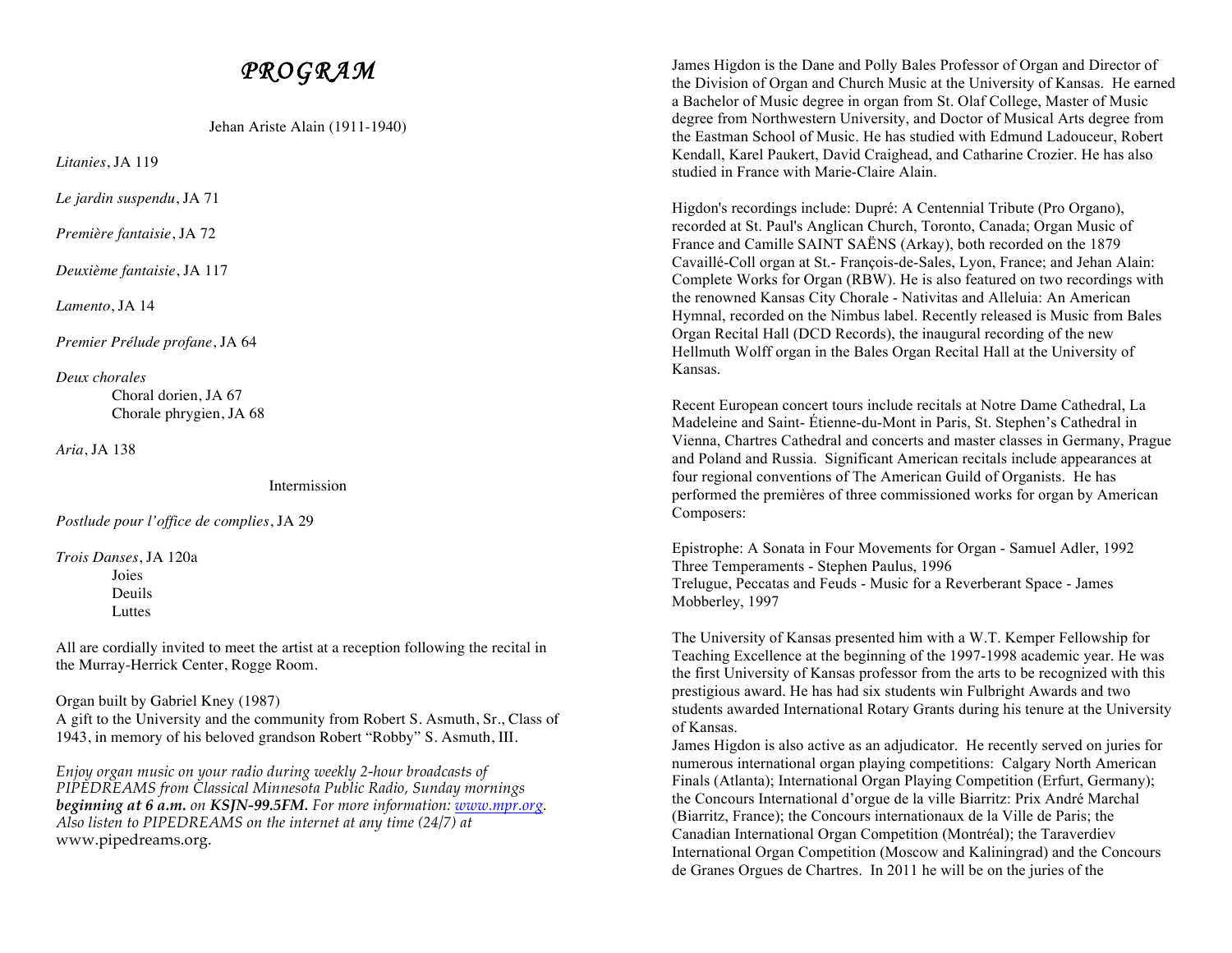# *PROGRAM*

Jehan Ariste Alain (1911-1940)

*Litanies*, JA 119

*Le jardin suspendu*, JA 71

*Première fantaisie*, JA 72

*Deuxième fantaisie*, JA 117

*Lamento*, JA 14

*Premier Prélude profane*, JA 64

*Deux chorales*
- Choral dorien, JA 67
- Chorale phrygien, JA 68

*Aria*, JA 138

Intermission

*Postlude pour l'office de complies*, JA 29

*Trois Danses*, JA 120a
- Joies
- Deuils
- Luttes

All are cordially invited to meet the artist at a reception following the recital in the Murray-Herrick Center, Rogge Room.

Organ built by Gabriel Kney (1987)
A gift to the University and the community from Robert S. Asmuth, Sr., Class of 1943, in memory of his beloved grandson Robert "Robby" S. Asmuth, III.

*Enjoy organ music on your radio during weekly 2-hour broadcasts of PIPEDREAMS from Classical Minnesota Public Radio, Sunday mornings* ***beginning at 6 a.m.*** *on* ***KSJN-99.5FM.*** *For more information: www.mpr.org. Also listen to PIPEDREAMS on the internet at any time (24/7) at* www.pipedreams.org.

James Higdon is the Dane and Polly Bales Professor of Organ and Director of the Division of Organ and Church Music at the University of Kansas. He earned a Bachelor of Music degree in organ from St. Olaf College, Master of Music degree from Northwestern University, and Doctor of Musical Arts degree from the Eastman School of Music. He has studied with Edmund Ladouceur, Robert Kendall, Karel Paukert, David Craighead, and Catharine Crozier. He has also studied in France with Marie-Claire Alain.

Higdon's recordings include: Dupré: A Centennial Tribute (Pro Organo), recorded at St. Paul's Anglican Church, Toronto, Canada; Organ Music of France and Camille SAINT SAËNS (Arkay), both recorded on the 1879 Cavaillé-Coll organ at St.- François-de-Sales, Lyon, France; and Jehan Alain: Complete Works for Organ (RBW). He is also featured on two recordings with the renowned Kansas City Chorale - Nativitas and Alleluia: An American Hymnal, recorded on the Nimbus label. Recently released is Music from Bales Organ Recital Hall (DCD Records), the inaugural recording of the new Hellmuth Wolff organ in the Bales Organ Recital Hall at the University of Kansas.

Recent European concert tours include recitals at Notre Dame Cathedral, La Madeleine and Saint- Étienne-du-Mont in Paris, St. Stephen's Cathedral in Vienna, Chartres Cathedral and concerts and master classes in Germany, Prague and Poland and Russia. Significant American recitals include appearances at four regional conventions of The American Guild of Organists. He has performed the premières of three commissioned works for organ by American Composers:

Epistrophe: A Sonata in Four Movements for Organ - Samuel Adler, 1992
Three Temperaments - Stephen Paulus, 1996
Trelugue, Peccatas and Feuds - Music for a Reverberant Space - James Mobberley, 1997

The University of Kansas presented him with a W.T. Kemper Fellowship for Teaching Excellence at the beginning of the 1997-1998 academic year. He was the first University of Kansas professor from the arts to be recognized with this prestigious award. He has had six students win Fulbright Awards and two students awarded International Rotary Grants during his tenure at the University of Kansas.
James Higdon is also active as an adjudicator. He recently served on juries for numerous international organ playing competitions: Calgary North American Finals (Atlanta); International Organ Playing Competition (Erfurt, Germany); the Concours International d'orgue de la ville Biarritz: Prix André Marchal (Biarritz, France); the Concours internationaux de la Ville de Paris; the Canadian International Organ Competition (Montréal); the Taraverdiev International Organ Competition (Moscow and Kaliningrad) and the Concours de Granes Orgues de Chartres. In 2011 he will be on the juries of the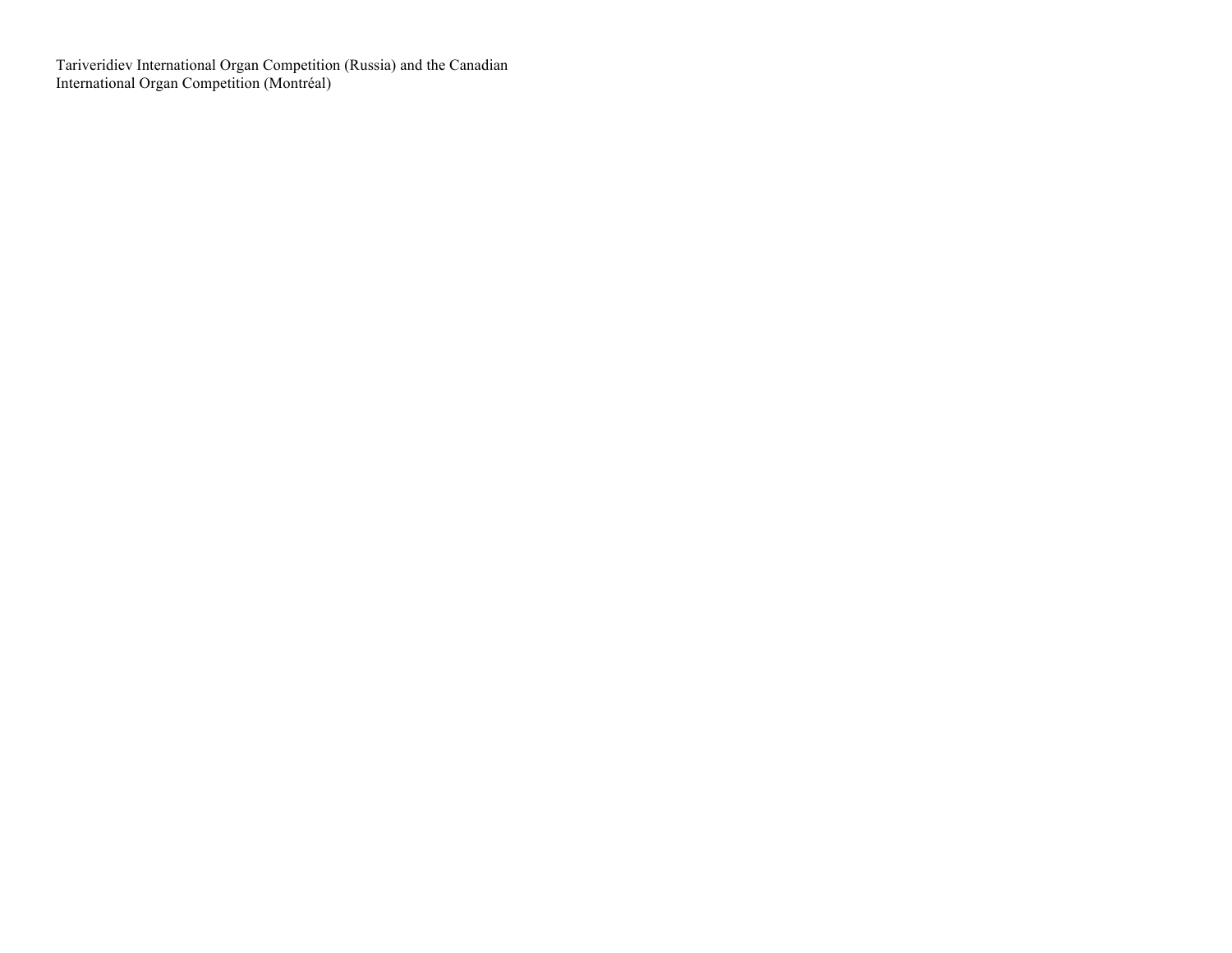Tariveridiev International Organ Competition (Russia) and the Canadian International Organ Competition (Montréal)